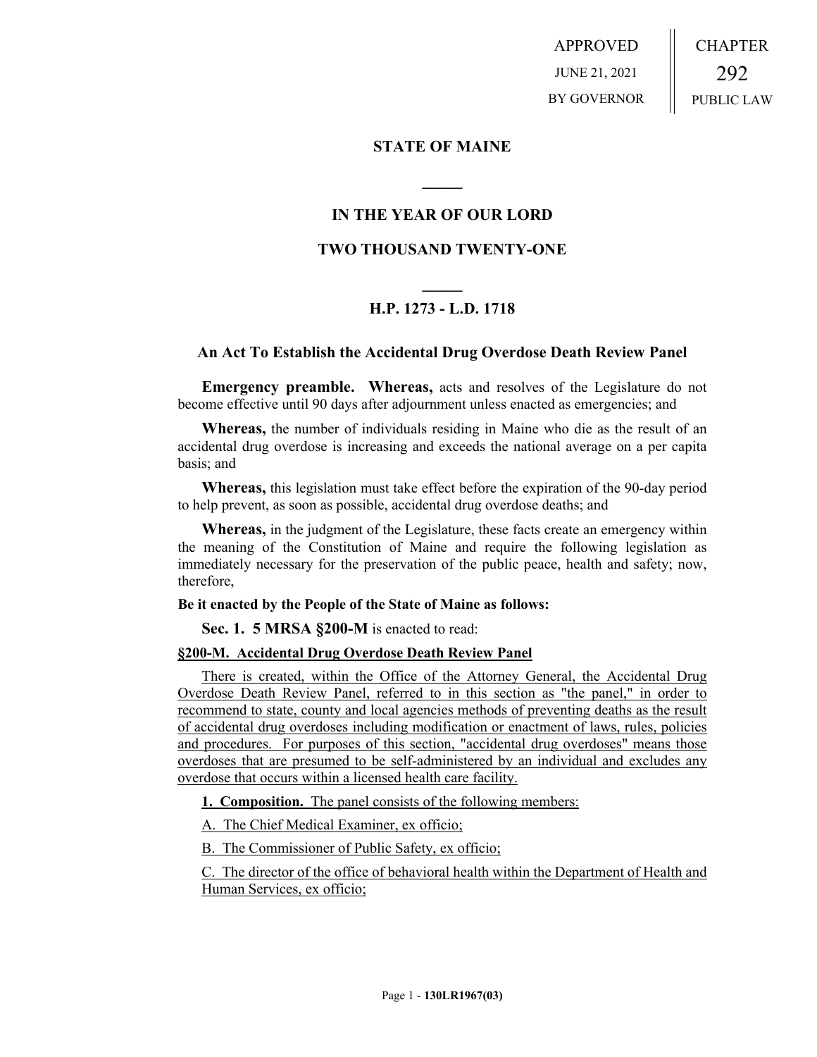APPROVED
JUNE 21, 2021
BY GOVERNOR

CHAPTER
292
PUBLIC LAW

# STATE OF MAINE

## IN THE YEAR OF OUR LORD

## TWO THOUSAND TWENTY-ONE

## H.P. 1273 - L.D. 1718

### An Act To Establish the Accidental Drug Overdose Death Review Panel

**Emergency preamble. Whereas,** acts and resolves of the Legislature do not become effective until 90 days after adjournment unless enacted as emergencies; and

**Whereas,** the number of individuals residing in Maine who die as the result of an accidental drug overdose is increasing and exceeds the national average on a per capita basis; and

**Whereas,** this legislation must take effect before the expiration of the 90-day period to help prevent, as soon as possible, accidental drug overdose deaths; and

**Whereas,** in the judgment of the Legislature, these facts create an emergency within the meaning of the Constitution of Maine and require the following legislation as immediately necessary for the preservation of the public peace, health and safety; now, therefore,

**Be it enacted by the People of the State of Maine as follows:**

**Sec. 1. 5 MRSA §200-M** is enacted to read:

**§200-M. Accidental Drug Overdose Death Review Panel**

There is created, within the Office of the Attorney General, the Accidental Drug Overdose Death Review Panel, referred to in this section as "the panel," in order to recommend to state, county and local agencies methods of preventing deaths as the result of accidental drug overdoses including modification or enactment of laws, rules, policies and procedures. For purposes of this section, "accidental drug overdoses" means those overdoses that are presumed to be self-administered by an individual and excludes any overdose that occurs within a licensed health care facility.

**1. Composition.** The panel consists of the following members:

A. The Chief Medical Examiner, ex officio;

B. The Commissioner of Public Safety, ex officio;

C. The director of the office of behavioral health within the Department of Health and Human Services, ex officio;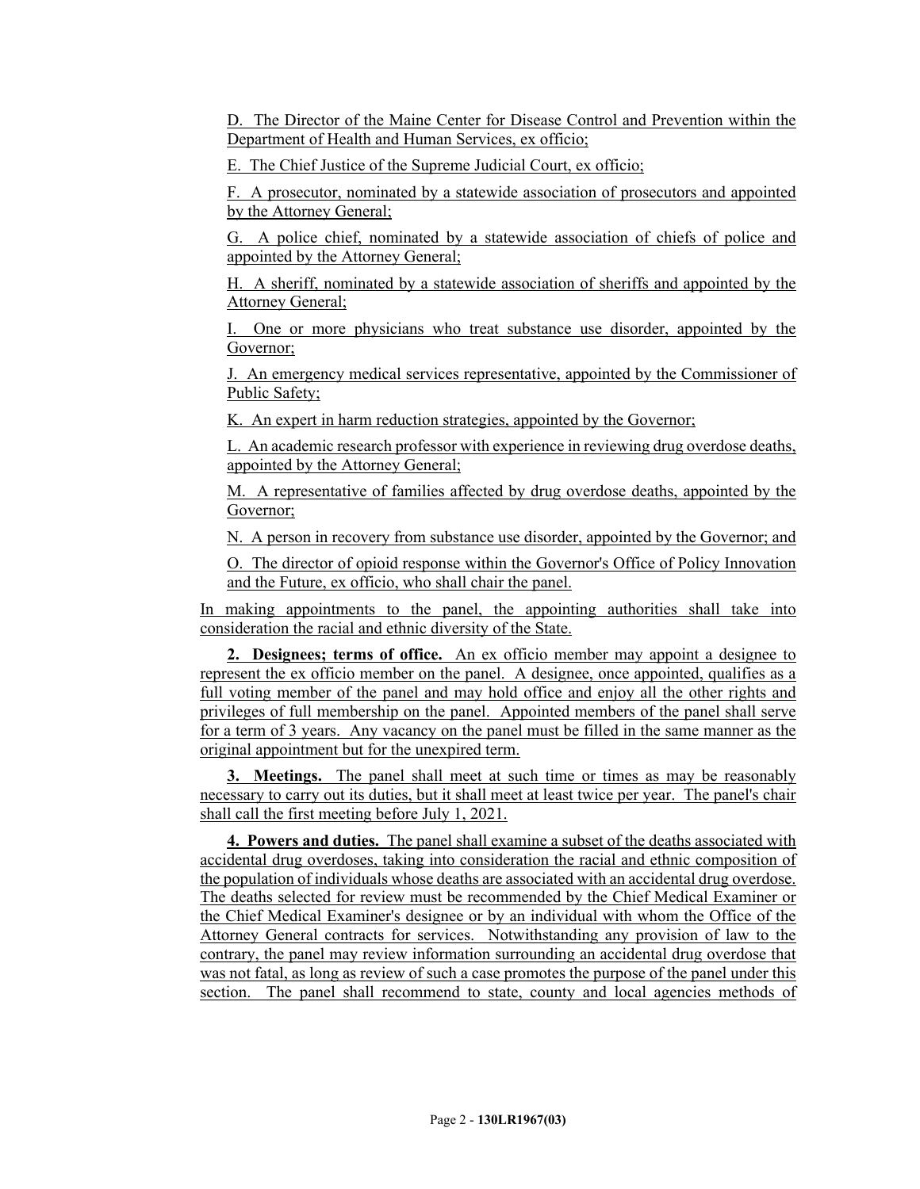D. The Director of the Maine Center for Disease Control and Prevention within the Department of Health and Human Services, ex officio;

E. The Chief Justice of the Supreme Judicial Court, ex officio;

F. A prosecutor, nominated by a statewide association of prosecutors and appointed by the Attorney General;

G. A police chief, nominated by a statewide association of chiefs of police and appointed by the Attorney General;

H. A sheriff, nominated by a statewide association of sheriffs and appointed by the Attorney General;

I. One or more physicians who treat substance use disorder, appointed by the Governor;

J. An emergency medical services representative, appointed by the Commissioner of Public Safety;

K. An expert in harm reduction strategies, appointed by the Governor;

L. An academic research professor with experience in reviewing drug overdose deaths, appointed by the Attorney General;

M. A representative of families affected by drug overdose deaths, appointed by the Governor;

N. A person in recovery from substance use disorder, appointed by the Governor; and

O. The director of opioid response within the Governor's Office of Policy Innovation and the Future, ex officio, who shall chair the panel.

In making appointments to the panel, the appointing authorities shall take into consideration the racial and ethnic diversity of the State.

**2. Designees; terms of office.** An ex officio member may appoint a designee to represent the ex officio member on the panel. A designee, once appointed, qualifies as a full voting member of the panel and may hold office and enjoy all the other rights and privileges of full membership on the panel. Appointed members of the panel shall serve for a term of 3 years. Any vacancy on the panel must be filled in the same manner as the original appointment but for the unexpired term.

**3. Meetings.** The panel shall meet at such time or times as may be reasonably necessary to carry out its duties, but it shall meet at least twice per year. The panel's chair shall call the first meeting before July 1, 2021.

**4. Powers and duties.** The panel shall examine a subset of the deaths associated with accidental drug overdoses, taking into consideration the racial and ethnic composition of the population of individuals whose deaths are associated with an accidental drug overdose. The deaths selected for review must be recommended by the Chief Medical Examiner or the Chief Medical Examiner's designee or by an individual with whom the Office of the Attorney General contracts for services. Notwithstanding any provision of law to the contrary, the panel may review information surrounding an accidental drug overdose that was not fatal, as long as review of such a case promotes the purpose of the panel under this section. The panel shall recommend to state, county and local agencies methods of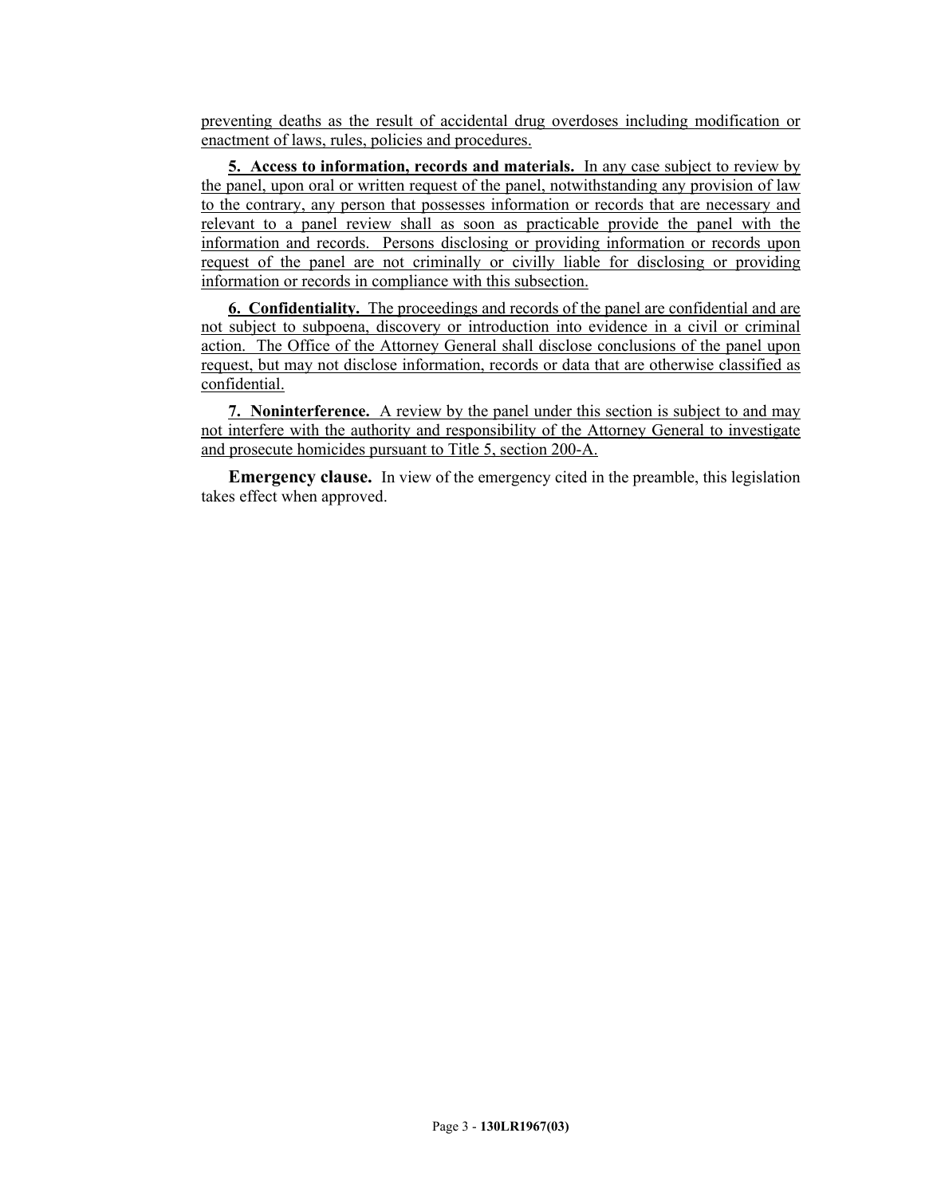preventing deaths as the result of accidental drug overdoses including modification or enactment of laws, rules, policies and procedures.

**5. Access to information, records and materials.** In any case subject to review by the panel, upon oral or written request of the panel, notwithstanding any provision of law to the contrary, any person that possesses information or records that are necessary and relevant to a panel review shall as soon as practicable provide the panel with the information and records. Persons disclosing or providing information or records upon request of the panel are not criminally or civilly liable for disclosing or providing information or records in compliance with this subsection.

**6. Confidentiality.** The proceedings and records of the panel are confidential and are not subject to subpoena, discovery or introduction into evidence in a civil or criminal action. The Office of the Attorney General shall disclose conclusions of the panel upon request, but may not disclose information, records or data that are otherwise classified as confidential.

**7. Noninterference.** A review by the panel under this section is subject to and may not interfere with the authority and responsibility of the Attorney General to investigate and prosecute homicides pursuant to Title 5, section 200-A.

**Emergency clause.** In view of the emergency cited in the preamble, this legislation takes effect when approved.